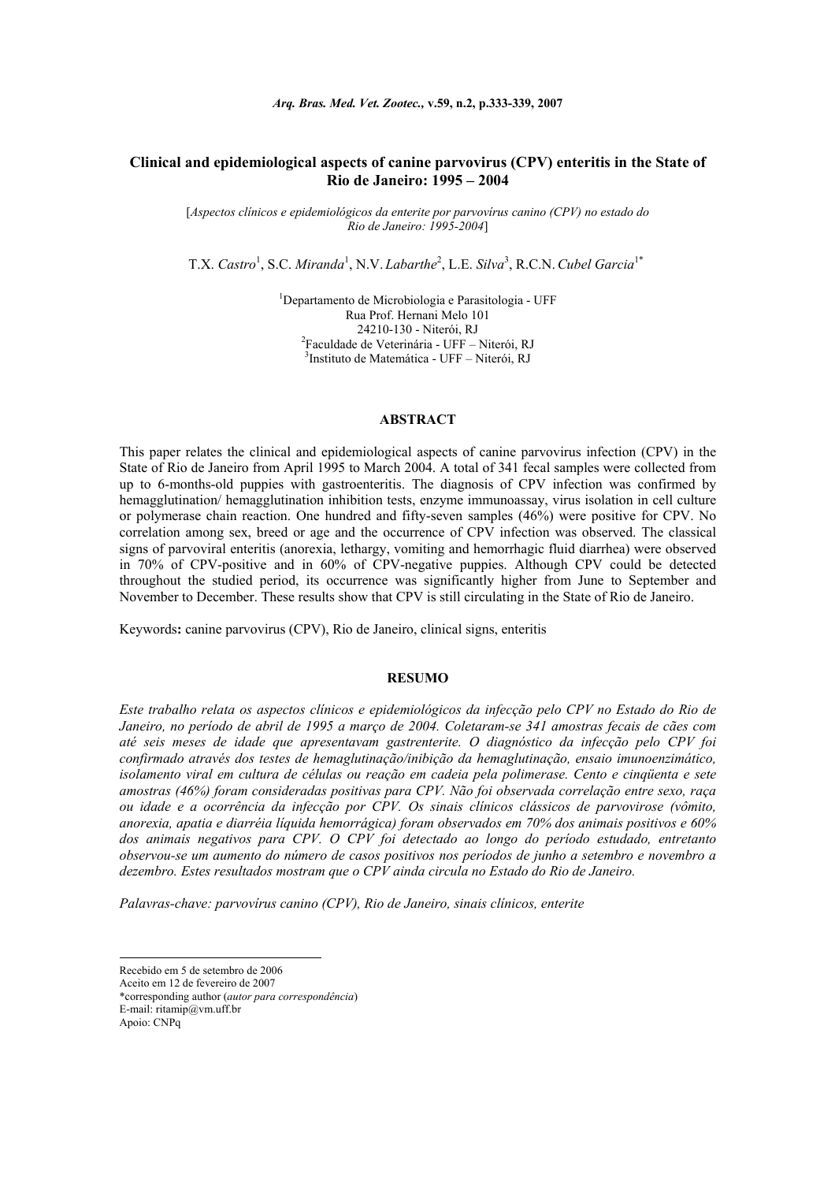# Clinical and epidemiological aspects of canine parvovirus (CPV) enteritis in the State of Rio de Janeiro: 1995 – 2004

[*Aspectos clínicos e epidemiológicos da enterite por parvovírus canino (CPV) no estado do Rio de Janeiro: 1995-2004*]

T.X. *Castro*[1], S.C. *Miranda*[1], N.V. *Labarthe*[2], L.E. *Silva*[3], R.C.N. *Cubel Garcia*[1*]

[1]Departamento de Microbiologia e Parasitologia - UFF
Rua Prof. Hernani Melo 101
24210-130 - Niterói, RJ
[2]Faculdade de Veterinária - UFF – Niterói, RJ
[3]Instituto de Matemática - UFF – Niterói, RJ

## ABSTRACT

This paper relates the clinical and epidemiological aspects of canine parvovirus infection (CPV) in the State of Rio de Janeiro from April 1995 to March 2004. A total of 341 fecal samples were collected from up to 6-months-old puppies with gastroenteritis. The diagnosis of CPV infection was confirmed by hemagglutination/ hemagglutination inhibition tests, enzyme immunoassay, virus isolation in cell culture or polymerase chain reaction. One hundred and fifty-seven samples (46%) were positive for CPV. No correlation among sex, breed or age and the occurrence of CPV infection was observed. The classical signs of parvoviral enteritis (anorexia, lethargy, vomiting and hemorrhagic fluid diarrhea) were observed in 70% of CPV-positive and in 60% of CPV-negative puppies. Although CPV could be detected throughout the studied period, its occurrence was significantly higher from June to September and November to December. These results show that CPV is still circulating in the State of Rio de Janeiro.

Keywords**:** canine parvovirus (CPV), Rio de Janeiro, clinical signs, enteritis

## RESUMO

*Este trabalho relata os aspectos clínicos e epidemiológicos da infecção pelo CPV no Estado do Rio de Janeiro, no período de abril de 1995 a março de 2004. Coletaram-se 341 amostras fecais de cães com até seis meses de idade que apresentavam gastrenterite. O diagnóstico da infecção pelo CPV foi confirmado através dos testes de hemaglutinação/inibição da hemaglutinação, ensaio imunoenzimático, isolamento viral em cultura de células ou reação em cadeia pela polimerase. Cento e cinqüenta e sete amostras (46%) foram consideradas positivas para CPV. Não foi observada correlação entre sexo, raça ou idade e a ocorrência da infecção por CPV. Os sinais clínicos clássicos de parvovirose (vômito, anorexia, apatia e diarréia líquida hemorrágica) foram observados em 70% dos animais positivos e 60% dos animais negativos para CPV. O CPV foi detectado ao longo do período estudado, entretanto observou-se um aumento do número de casos positivos nos períodos de junho a setembro e novembro a dezembro. Estes resultados mostram que o CPV ainda circula no Estado do Rio de Janeiro.*

*Palavras-chave: parvovírus canino (CPV), Rio de Janeiro, sinais clínicos, enterite*

---

Recebido em 5 de setembro de 2006
Aceito em 12 de fevereiro de 2007
*corresponding author (*autor para correspondência*)
E-mail: ritamip@vm.uff.br
Apoio: CNPq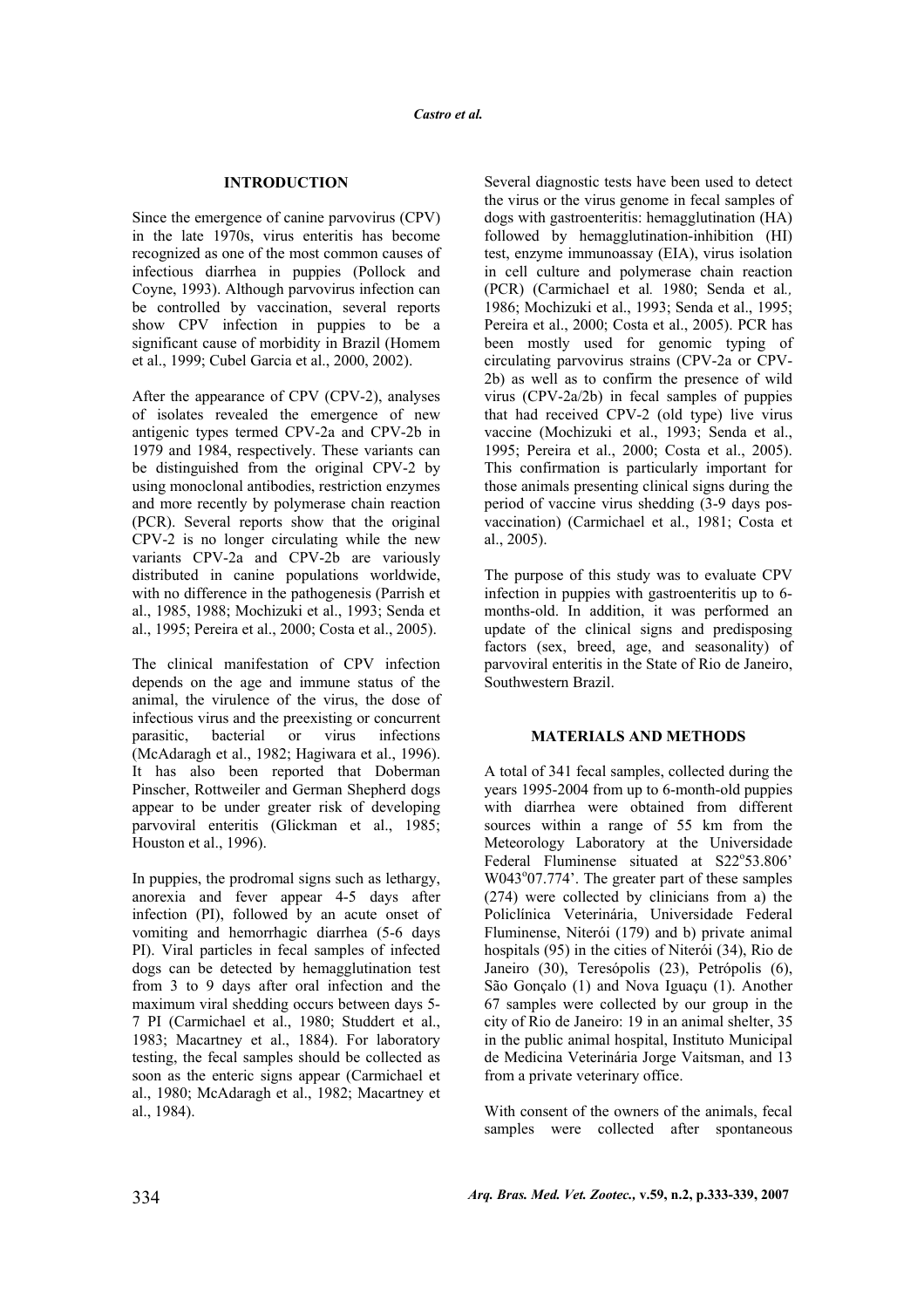## INTRODUCTION

Since the emergence of canine parvovirus (CPV) in the late 1970s, virus enteritis has become recognized as one of the most common causes of infectious diarrhea in puppies (Pollock and Coyne, 1993). Although parvovirus infection can be controlled by vaccination, several reports show CPV infection in puppies to be a significant cause of morbidity in Brazil (Homem et al., 1999; Cubel Garcia et al., 2000, 2002).

After the appearance of CPV (CPV-2), analyses of isolates revealed the emergence of new antigenic types termed CPV-2a and CPV-2b in 1979 and 1984, respectively. These variants can be distinguished from the original CPV-2 by using monoclonal antibodies, restriction enzymes and more recently by polymerase chain reaction (PCR). Several reports show that the original CPV-2 is no longer circulating while the new variants CPV-2a and CPV-2b are variously distributed in canine populations worldwide, with no difference in the pathogenesis (Parrish et al., 1985, 1988; Mochizuki et al., 1993; Senda et al., 1995; Pereira et al., 2000; Costa et al., 2005).

The clinical manifestation of CPV infection depends on the age and immune status of the animal, the virulence of the virus, the dose of infectious virus and the preexisting or concurrent parasitic, bacterial or virus infections (McAdaragh et al., 1982; Hagiwara et al., 1996). It has also been reported that Doberman Pinscher, Rottweiler and German Shepherd dogs appear to be under greater risk of developing parvoviral enteritis (Glickman et al., 1985; Houston et al., 1996).

In puppies, the prodromal signs such as lethargy, anorexia and fever appear 4-5 days after infection (PI), followed by an acute onset of vomiting and hemorrhagic diarrhea (5-6 days PI). Viral particles in fecal samples of infected dogs can be detected by hemagglutination test from 3 to 9 days after oral infection and the maximum viral shedding occurs between days 5-7 PI (Carmichael et al., 1980; Studdert et al., 1983; Macartney et al., 1884). For laboratory testing, the fecal samples should be collected as soon as the enteric signs appear (Carmichael et al., 1980; McAdaragh et al., 1982; Macartney et al., 1984).

Several diagnostic tests have been used to detect the virus or the virus genome in fecal samples of dogs with gastroenteritis: hemagglutination (HA) followed by hemagglutination-inhibition (HI) test, enzyme immunoassay (EIA), virus isolation in cell culture and polymerase chain reaction (PCR) (Carmichael et al. 1980; Senda et al., 1986; Mochizuki et al., 1993; Senda et al., 1995; Pereira et al., 2000; Costa et al., 2005). PCR has been mostly used for genomic typing of circulating parvovirus strains (CPV-2a or CPV-2b) as well as to confirm the presence of wild virus (CPV-2a/2b) in fecal samples of puppies that had received CPV-2 (old type) live virus vaccine (Mochizuki et al., 1993; Senda et al., 1995; Pereira et al., 2000; Costa et al., 2005). This confirmation is particularly important for those animals presenting clinical signs during the period of vaccine virus shedding (3-9 days pos-vaccination) (Carmichael et al., 1981; Costa et al., 2005).

The purpose of this study was to evaluate CPV infection in puppies with gastroenteritis up to 6-months-old. In addition, it was performed an update of the clinical signs and predisposing factors (sex, breed, age, and seasonality) of parvoviral enteritis in the State of Rio de Janeiro, Southwestern Brazil.

## MATERIALS AND METHODS

A total of 341 fecal samples, collected during the years 1995-2004 from up to 6-month-old puppies with diarrhea were obtained from different sources within a range of 55 km from the Meteorology Laboratory at the Universidade Federal Fluminense situated at S22°53.806' W043°07.774'. The greater part of these samples (274) were collected by clinicians from a) the Policlínica Veterinária, Universidade Federal Fluminense, Niterói (179) and b) private animal hospitals (95) in the cities of Niterói (34), Rio de Janeiro (30), Teresópolis (23), Petrópolis (6), São Gonçalo (1) and Nova Iguaçu (1). Another 67 samples were collected by our group in the city of Rio de Janeiro: 19 in an animal shelter, 35 in the public animal hospital, Instituto Municipal de Medicina Veterinária Jorge Vaitsman, and 13 from a private veterinary office.

With consent of the owners of the animals, fecal samples were collected after spontaneous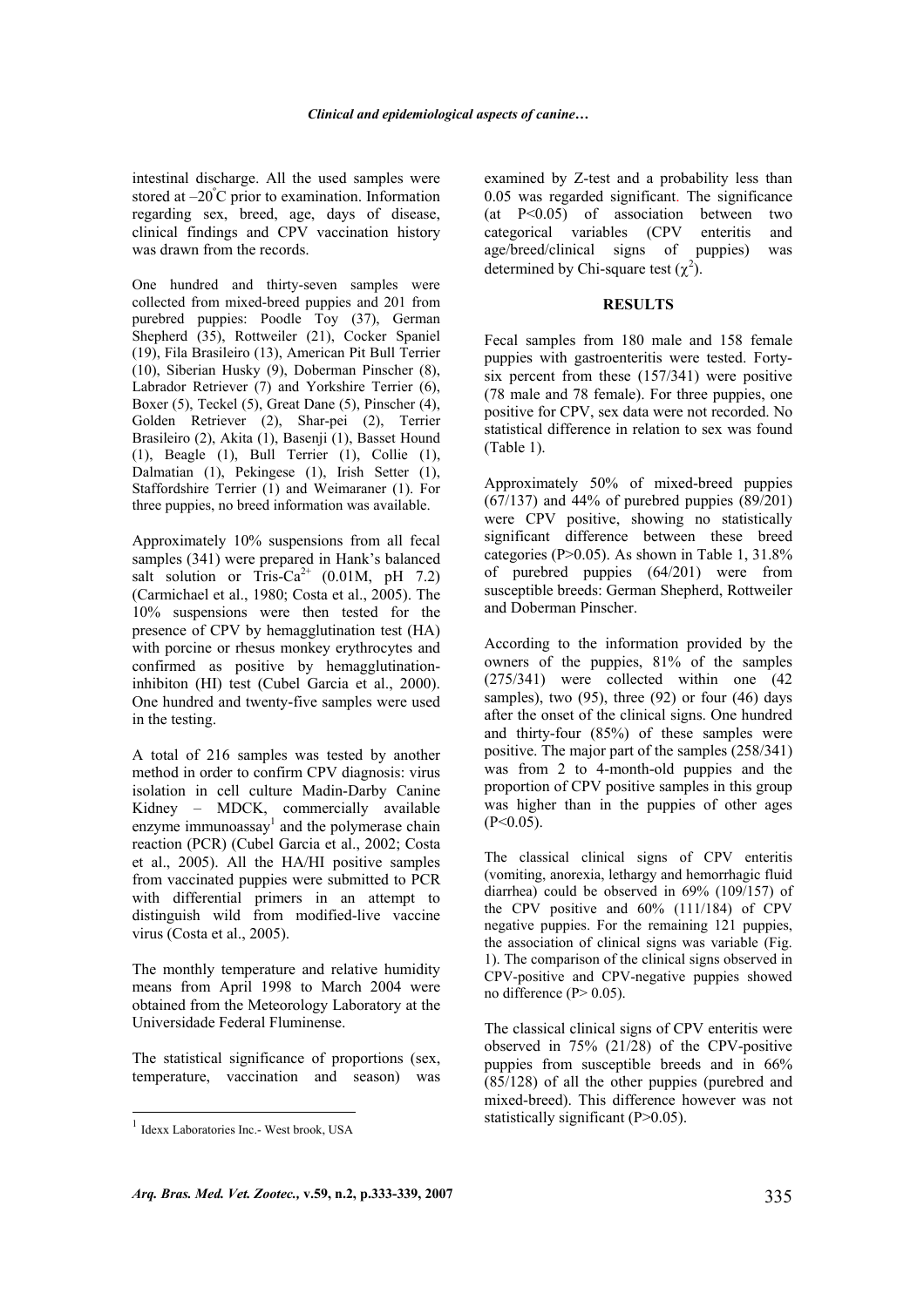intestinal discharge. All the used samples were stored at –20°C prior to examination. Information regarding sex, breed, age, days of disease, clinical findings and CPV vaccination history was drawn from the records.

One hundred and thirty-seven samples were collected from mixed-breed puppies and 201 from purebred puppies: Poodle Toy (37), German Shepherd (35), Rottweiler (21), Cocker Spaniel (19), Fila Brasileiro (13), American Pit Bull Terrier (10), Siberian Husky (9), Doberman Pinscher (8), Labrador Retriever (7) and Yorkshire Terrier (6), Boxer (5), Teckel (5), Great Dane (5), Pinscher (4), Golden Retriever (2), Shar-pei (2), Terrier Brasileiro (2), Akita (1), Basenji (1), Basset Hound (1), Beagle (1), Bull Terrier (1), Collie (1), Dalmatian (1), Pekingese (1), Irish Setter (1), Staffordshire Terrier (1) and Weimaraner (1). For three puppies, no breed information was available.

Approximately 10% suspensions from all fecal samples (341) were prepared in Hank's balanced salt solution or Tris-$Ca^{2+}$ (0.01M, pH 7.2) (Carmichael et al., 1980; Costa et al., 2005). The 10% suspensions were then tested for the presence of CPV by hemagglutination test (HA) with porcine or rhesus monkey erythrocytes and confirmed as positive by hemagglutination-inhibiton (HI) test (Cubel Garcia et al., 2000). One hundred and twenty-five samples were used in the testing.

A total of 216 samples was tested by another method in order to confirm CPV diagnosis: virus isolation in cell culture Madin-Darby Canine Kidney – MDCK, commercially available enzyme immunoassay[1] and the polymerase chain reaction (PCR) (Cubel Garcia et al., 2002; Costa et al., 2005). All the HA/HI positive samples from vaccinated puppies were submitted to PCR with differential primers in an attempt to distinguish wild from modified-live vaccine virus (Costa et al., 2005).

The monthly temperature and relative humidity means from April 1998 to March 2004 were obtained from the Meteorology Laboratory at the Universidade Federal Fluminense.

The statistical significance of proportions (sex, temperature, vaccination and season) was examined by Z-test and a probability less than 0.05 was regarded significant. The significance (at $P<0.05$) of association between two categorical variables (CPV enteritis and age/breed/clinical signs of puppies) was determined by Chi-square test ($\chi^2$).

## RESULTS

Fecal samples from 180 male and 158 female puppies with gastroenteritis were tested. Forty-six percent from these (157/341) were positive (78 male and 78 female). For three puppies, one positive for CPV, sex data were not recorded. No statistical difference in relation to sex was found (Table 1).

Approximately 50% of mixed-breed puppies (67/137) and 44% of purebred puppies (89/201) were CPV positive, showing no statistically significant difference between these breed categories ($P>0.05$). As shown in Table 1, 31.8% of purebred puppies (64/201) were from susceptible breeds: German Shepherd, Rottweiler and Doberman Pinscher.

According to the information provided by the owners of the puppies, 81% of the samples (275/341) were collected within one (42 samples), two (95), three (92) or four (46) days after the onset of the clinical signs. One hundred and thirty-four (85%) of these samples were positive. The major part of the samples (258/341) was from 2 to 4-month-old puppies and the proportion of CPV positive samples in this group was higher than in the puppies of other ages ($P<0.05$).

The classical clinical signs of CPV enteritis (vomiting, anorexia, lethargy and hemorrhagic fluid diarrhea) could be observed in 69% (109/157) of the CPV positive and 60% (111/184) of CPV negative puppies. For the remaining 121 puppies, the association of clinical signs was variable (Fig. 1). The comparison of the clinical signs observed in CPV-positive and CPV-negative puppies showed no difference ($P> 0.05$).

The classical clinical signs of CPV enteritis were observed in 75% (21/28) of the CPV-positive puppies from susceptible breeds and in 66% (85/128) of all the other puppies (purebred and mixed-breed). This difference however was not statistically significant ($P>0.05$).

[1] Idexx Laboratories Inc.- West brook, USA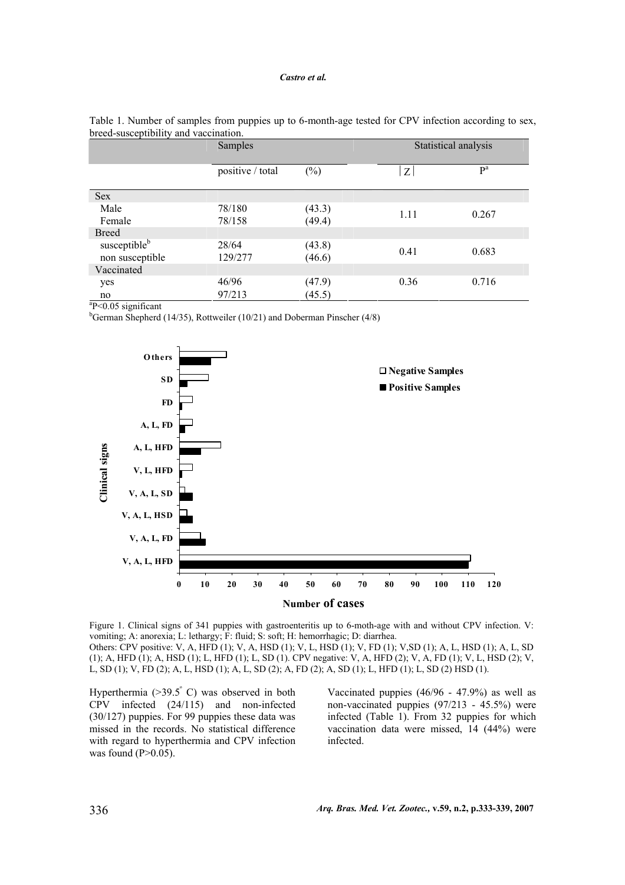Table 1. Number of samples from puppies up to 6-month-age tested for CPV infection according to sex, breed-susceptibility and vaccination.

| | Samples | | Statistical analysis | |
|---|---|---|---|---|
| | positive / total | (%) | $\lvert Z \rvert$ | P[a] |
| Sex | | | | |
| Male | 78/180 | (43.3) | 1.11 | 0.267 |
| Female | 78/158 | (49.4) | | |
| Breed | | | | |
| susceptible[b] | 28/64 | (43.8) | 0.41 | 0.683 |
| non susceptible | 129/277 | (46.6) | | |
| Vaccinated | | | | |
| yes | 46/96 | (47.9) | 0.36 | 0.716 |
| no | 97/213 | (45.5) | | |

[a]P<0.05 significant

[b]German Shepherd (14/35), Rottweiler (10/21) and Doberman Pinscher (4/8)

Figure 1. Clinical signs of 341 puppies with gastroenteritis up to 6-moth-age with and without CPV infection. V: vomiting; A: anorexia; L: lethargy; F: fluid; S: soft; H: hemorrhagic; D: diarrhea.
Others: CPV positive: V, A, HFD (1); V, A, HSD (1); V, L, HSD (1); V, FD (1); V,SD (1); A, L, HSD (1); A, L, SD (1); A, HFD (1); A, HSD (1); L, HFD (1); L, SD (1). CPV negative: V, A, HFD (2); V, A, FD (1); V, L, HSD (2); V, L, SD (1); V, FD (2); A, L, HSD (1); A, L, SD (2); A, FD (2); A, SD (1); L, HFD (1); L, SD (2) HSD (1).

Hyperthermia (>39.5° C) was observed in both CPV infected (24/115) and non-infected (30/127) puppies. For 99 puppies these data was missed in the records. No statistical difference with regard to hyperthermia and CPV infection was found (P>0.05).

Vaccinated puppies (46/96 - 47.9%) as well as non-vaccinated puppies (97/213 - 45.5%) were infected (Table 1). From 32 puppies for which vaccination data were missed, 14 (44%) were infected.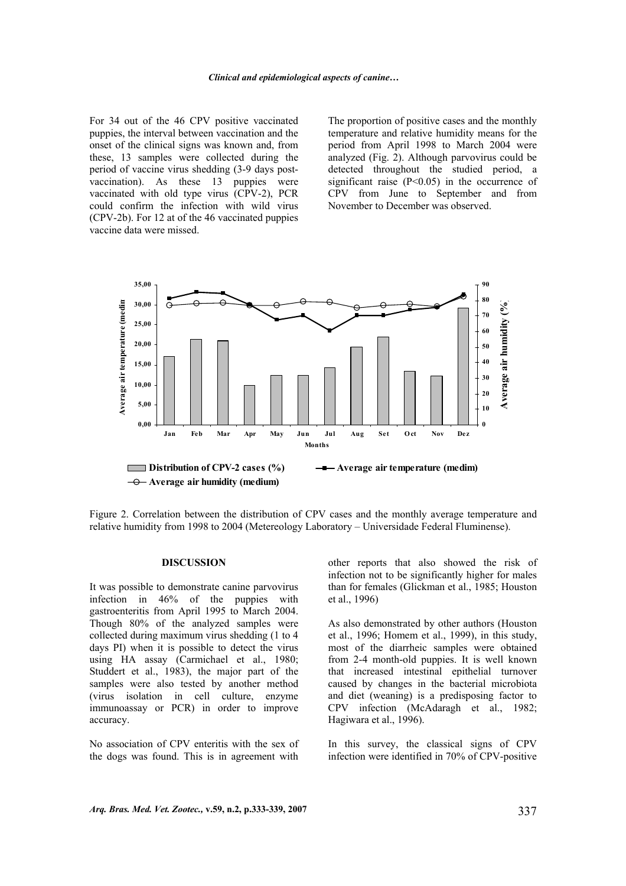For 34 out of the 46 CPV positive vaccinated puppies, the interval between vaccination and the onset of the clinical signs was known and, from these, 13 samples were collected during the period of vaccine virus shedding (3-9 days post-vaccination). As these 13 puppies were vaccinated with old type virus (CPV-2), PCR could confirm the infection with wild virus (CPV-2b). For 12 at of the 46 vaccinated puppies vaccine data were missed.

The proportion of positive cases and the monthly temperature and relative humidity means for the period from April 1998 to March 2004 were analyzed (Fig. 2). Although parvovirus could be detected throughout the studied period, a significant raise ($P<0.05$) in the occurrence of CPV from June to September and from November to December was observed.

Figure 2. Correlation between the distribution of CPV cases and the monthly average temperature and relative humidity from 1998 to 2004 (Metereology Laboratory – Universidade Federal Fluminense).

## DISCUSSION

It was possible to demonstrate canine parvovirus infection in 46% of the puppies with gastroenteritis from April 1995 to March 2004. Though 80% of the analyzed samples were collected during maximum virus shedding (1 to 4 days PI) when it is possible to detect the virus using HA assay (Carmichael et al., 1980; Studdert et al., 1983), the major part of the samples were also tested by another method (virus isolation in cell culture, enzyme immunoassay or PCR) in order to improve accuracy.

No association of CPV enteritis with the sex of the dogs was found. This is in agreement with other reports that also showed the risk of infection not to be significantly higher for males than for females (Glickman et al., 1985; Houston et al., 1996)

As also demonstrated by other authors (Houston et al., 1996; Homem et al., 1999), in this study, most of the diarrheic samples were obtained from 2-4 month-old puppies. It is well known that increased intestinal epithelial turnover caused by changes in the bacterial microbiota and diet (weaning) is a predisposing factor to CPV infection (McAdaragh et al., 1982; Hagiwara et al., 1996).

In this survey, the classical signs of CPV infection were identified in 70% of CPV-positive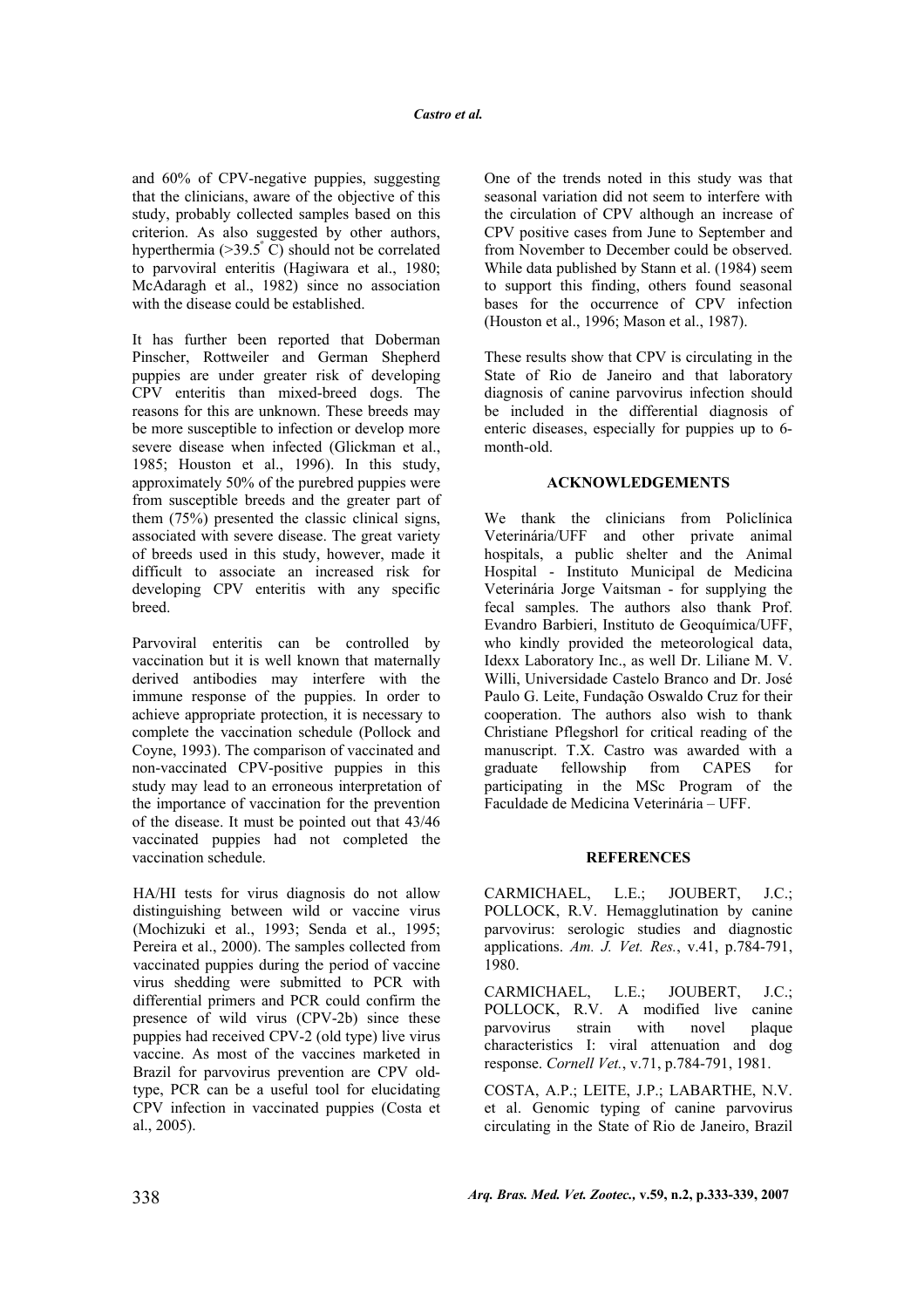and 60% of CPV-negative puppies, suggesting that the clinicians, aware of the objective of this study, probably collected samples based on this criterion. As also suggested by other authors, hyperthermia (>39.5$^{o}$ C) should not be correlated to parvoviral enteritis (Hagiwara et al., 1980; McAdaragh et al., 1982) since no association with the disease could be established.

It has further been reported that Doberman Pinscher, Rottweiler and German Shepherd puppies are under greater risk of developing CPV enteritis than mixed-breed dogs. The reasons for this are unknown. These breeds may be more susceptible to infection or develop more severe disease when infected (Glickman et al., 1985; Houston et al., 1996). In this study, approximately 50% of the purebred puppies were from susceptible breeds and the greater part of them (75%) presented the classic clinical signs, associated with severe disease. The great variety of breeds used in this study, however, made it difficult to associate an increased risk for developing CPV enteritis with any specific breed.

Parvoviral enteritis can be controlled by vaccination but it is well known that maternally derived antibodies may interfere with the immune response of the puppies. In order to achieve appropriate protection, it is necessary to complete the vaccination schedule (Pollock and Coyne, 1993). The comparison of vaccinated and non-vaccinated CPV-positive puppies in this study may lead to an erroneous interpretation of the importance of vaccination for the prevention of the disease. It must be pointed out that 43/46 vaccinated puppies had not completed the vaccination schedule.

HA/HI tests for virus diagnosis do not allow distinguishing between wild or vaccine virus (Mochizuki et al., 1993; Senda et al., 1995; Pereira et al., 2000). The samples collected from vaccinated puppies during the period of vaccine virus shedding were submitted to PCR with differential primers and PCR could confirm the presence of wild virus (CPV-2b) since these puppies had received CPV-2 (old type) live virus vaccine. As most of the vaccines marketed in Brazil for parvovirus prevention are CPV old-type, PCR can be a useful tool for elucidating CPV infection in vaccinated puppies (Costa et al., 2005).

One of the trends noted in this study was that seasonal variation did not seem to interfere with the circulation of CPV although an increase of CPV positive cases from June to September and from November to December could be observed. While data published by Stann et al. (1984) seem to support this finding, others found seasonal bases for the occurrence of CPV infection (Houston et al., 1996; Mason et al., 1987).

These results show that CPV is circulating in the State of Rio de Janeiro and that laboratory diagnosis of canine parvovirus infection should be included in the differential diagnosis of enteric diseases, especially for puppies up to 6-month-old.

## ACKNOWLEDGEMENTS

We thank the clinicians from Policlínica Veterinária/UFF and other private animal hospitals, a public shelter and the Animal Hospital - Instituto Municipal de Medicina Veterinária Jorge Vaitsman - for supplying the fecal samples. The authors also thank Prof. Evandro Barbieri, Instituto de Geoquímica/UFF, who kindly provided the meteorological data, Idexx Laboratory Inc., as well Dr. Liliane M. V. Willi, Universidade Castelo Branco and Dr. José Paulo G. Leite, Fundação Oswaldo Cruz for their cooperation. The authors also wish to thank Christiane Pflegshorl for critical reading of the manuscript. T.X. Castro was awarded with a graduate fellowship from CAPES for participating in the MSc Program of the Faculdade de Medicina Veterinária – UFF.

## REFERENCES

CARMICHAEL, L.E.; JOUBERT, J.C.; POLLOCK, R.V. Hemagglutination by canine parvovirus: serologic studies and diagnostic applications. *Am. J. Vet. Res.*, v.41, p.784-791, 1980.

CARMICHAEL, L.E.; JOUBERT, J.C.; POLLOCK, R.V. A modified live canine parvovirus strain with novel plaque characteristics I: viral attenuation and dog response. *Cornell Vet.*, v.71, p.784-791, 1981.

COSTA, A.P.; LEITE, J.P.; LABARTHE, N.V. et al. Genomic typing of canine parvovirus circulating in the State of Rio de Janeiro, Brazil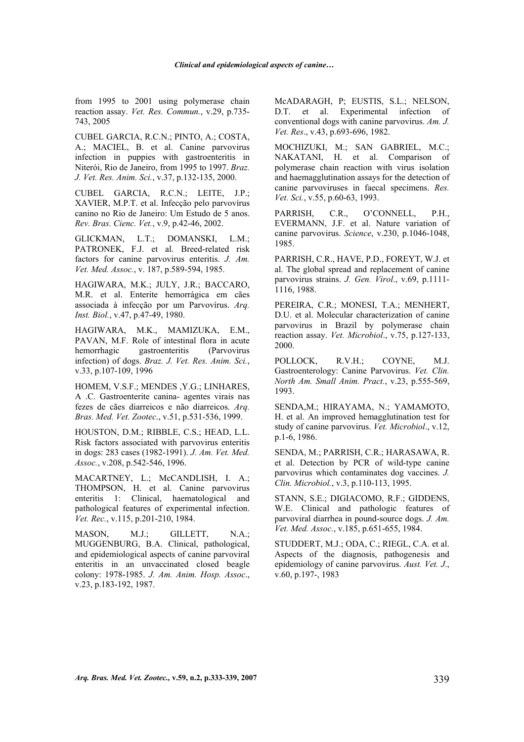from 1995 to 2001 using polymerase chain reaction assay. *Vet. Res. Commun.*, v.29, p.735-743, 2005

CUBEL GARCIA, R.C.N.; PINTO, A.; COSTA, A.; MACIEL, B. et al. Canine parvovirus infection in puppies with gastroenteritis in Niterói, Rio de Janeiro, from 1995 to 1997. *Braz. J. Vet. Res. Anim. Sci.*, v.37, p.132-135, 2000.

CUBEL GARCIA, R.C.N.; LEITE, J.P.; XAVIER, M.P.T. et al. Infecção pelo parvovírus canino no Rio de Janeiro: Um Estudo de 5 anos. *Rev. Bras. Cienc. Vet.*, v.9, p.42-46, 2002.

GLICKMAN, L.T.; DOMANSKI, L.M.; PATRONEK, F.J. et al. Breed-related risk factors for canine parvovirus enteritis. *J. Am. Vet. Med. Assoc.*, v. 187, p.589-594, 1985.

HAGIWARA, M.K.; JULY, J.R.; BACCARO, M.R. et al. Enterite hemorrágica em cães associada à infecção por um Parvovírus. *Arq. Inst. Biol.*, v.47, p.47-49, 1980.

HAGIWARA, M.K., MAMIZUKA, E.M., PAVAN, M.F. Role of intestinal flora in acute hemorrhagic gastroenteritis (Parvovirus infection) of dogs. *Braz. J. Vet. Res. Anim. Sci.*, v.33, p.107-109, 1996

HOMEM, V.S.F.; MENDES ,Y.G.; LINHARES, A .C. Gastroenterite canina- agentes virais nas fezes de cães diarreicos e não diarreicos. *Arq. Bras. Med. Vet. Zootec*., v.51, p.531-536, 1999.

HOUSTON, D.M.; RIBBLE, C.S.; HEAD, L.L. Risk factors associated with parvovirus enteritis in dogs: 283 cases (1982-1991). *J. Am. Vet. Med. Assoc.*, v.208, p.542-546, 1996.

MACARTNEY, L.; McCANDLISH, I. A.; THOMPSON, H. et al. Canine parvovirus enteritis 1: Clinical, haematological and pathological features of experimental infection. *Vet. Rec.*, v.115, p.201-210, 1984.

MASON, M.J.; GILLETT, N.A.; MUGGENBURG, B.A. Clinical, pathological, and epidemiological aspects of canine parvoviral enteritis in an unvaccinated closed beagle colony: 1978-1985. *J. Am. Anim. Hosp. Assoc*., v.23, p.183-192, 1987.

McADARAGH, P; EUSTIS, S.L.; NELSON, D.T. et al. Experimental infection of conventional dogs with canine parvovirus. *Am. J. Vet. Res*., v.43, p.693-696, 1982.

MOCHIZUKI, M.; SAN GABRIEL, M.C.; NAKATANI, H. et al. Comparison of polymerase chain reaction with virus isolation and haemagglutination assays for the detection of canine parvoviruses in faecal specimens. *Res. Vet. Sci.*, v.55, p.60-63, 1993.

PARRISH, C.R., O'CONNELL, P.H., EVERMANN, J.F. et al. Nature variation of canine parvovirus. *Science*, v.230, p.1046-1048, 1985.

PARRISH, C.R., HAVE, P.D., FOREYT, W.J. et al. The global spread and replacement of canine parvovirus strains. *J. Gen. Virol*., v.69, p.1111-1116, 1988.

PEREIRA, C.R.; MONESI, T.A.; MENHERT, D.U. et al. Molecular characterization of canine parvovirus in Brazil by polymerase chain reaction assay. *Vet. Microbiol*., v.75, p.127-133, 2000.

POLLOCK, R.V.H.; COYNE, M.J. Gastroenterology: Canine Parvovirus. *Vet. Clin. North Am. Small Anim. Pract.*, v.23, p.555-569, 1993.

SENDA,M.; HIRAYAMA, N.; YAMAMOTO, H. et al. An improved hemagglutination test for study of canine parvovirus. *Vet. Microbiol*., v.12, p.1-6, 1986.

SENDA, M.; PARRISH, C.R.; HARASAWA, R. et al. Detection by PCR of wild-type canine parvovirus which contaminates dog vaccines. *J. Clin. Microbiol.*, v.3, p.110-113, 1995.

STANN, S.E.; DIGIACOMO, R.F.; GIDDENS, W.E. Clinical and pathologic features of parvoviral diarrhea in pound-source dogs. *J. Am. Vet. Med. Assoc.*, v.185, p.651-655, 1984.

STUDDERT, M.J.; ODA, C.; RIEGL, C.A. et al. Aspects of the diagnosis, pathogenesis and epidemiology of canine parvovirus. *Aust. Vet. J*., v.60, p.197-, 1983